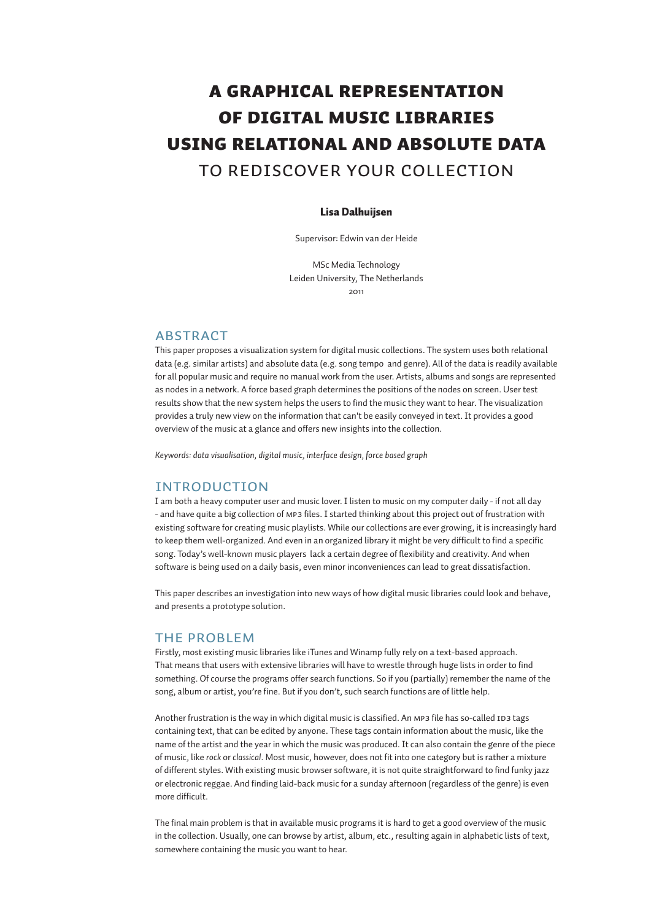# A GRAPHICAL REPRESENTATION OF DIGITAL MUSIC LIBRARIES USING RELATIONAL AND ABSOLUTE DATA
## TO REDISCOVER YOUR COLLECTION

**Lisa Dalhuijsen**

Supervisor: Edwin van der Heide

MSc Media Technology
Leiden University, The Netherlands
2011

## ABSTRACT

This paper proposes a visualization system for digital music collections. The system uses both relational data (e.g. similar artists) and absolute data (e.g. song tempo and genre). All of the data is readily available for all popular music and require no manual work from the user. Artists, albums and songs are represented as nodes in a network. A force based graph determines the positions of the nodes on screen. User test results show that the new system helps the users to find the music they want to hear. The visualization provides a truly new view on the information that can't be easily conveyed in text. It provides a good overview of the music at a glance and offers new insights into the collection.

*Keywords: data visualisation, digital music, interface design, force based graph*

## INTRODUCTION

I am both a heavy computer user and music lover. I listen to music on my computer daily - if not all day - and have quite a big collection of MP3 files. I started thinking about this project out of frustration with existing software for creating music playlists. While our collections are ever growing, it is increasingly hard to keep them well-organized. And even in an organized library it might be very difficult to find a specific song. Today's well-known music players lack a certain degree of flexibility and creativity. And when software is being used on a daily basis, even minor inconveniences can lead to great dissatisfaction.

This paper describes an investigation into new ways of how digital music libraries could look and behave, and presents a prototype solution.

## THE PROBLEM

Firstly, most existing music libraries like iTunes and Winamp fully rely on a text-based approach. That means that users with extensive libraries will have to wrestle through huge lists in order to find something. Of course the programs offer search functions. So if you (partially) remember the name of the song, album or artist, you're fine. But if you don't, such search functions are of little help.

Another frustration is the way in which digital music is classified. An MP3 file has so-called ID3 tags containing text, that can be edited by anyone. These tags contain information about the music, like the name of the artist and the year in which the music was produced. It can also contain the genre of the piece of music, like *rock* or *classical*. Most music, however, does not fit into one category but is rather a mixture of different styles. With existing music browser software, it is not quite straightforward to find funky jazz or electronic reggae. And finding laid-back music for a sunday afternoon (regardless of the genre) is even more difficult.

The final main problem is that in available music programs it is hard to get a good overview of the music in the collection. Usually, one can browse by artist, album, etc., resulting again in alphabetic lists of text, somewhere containing the music you want to hear.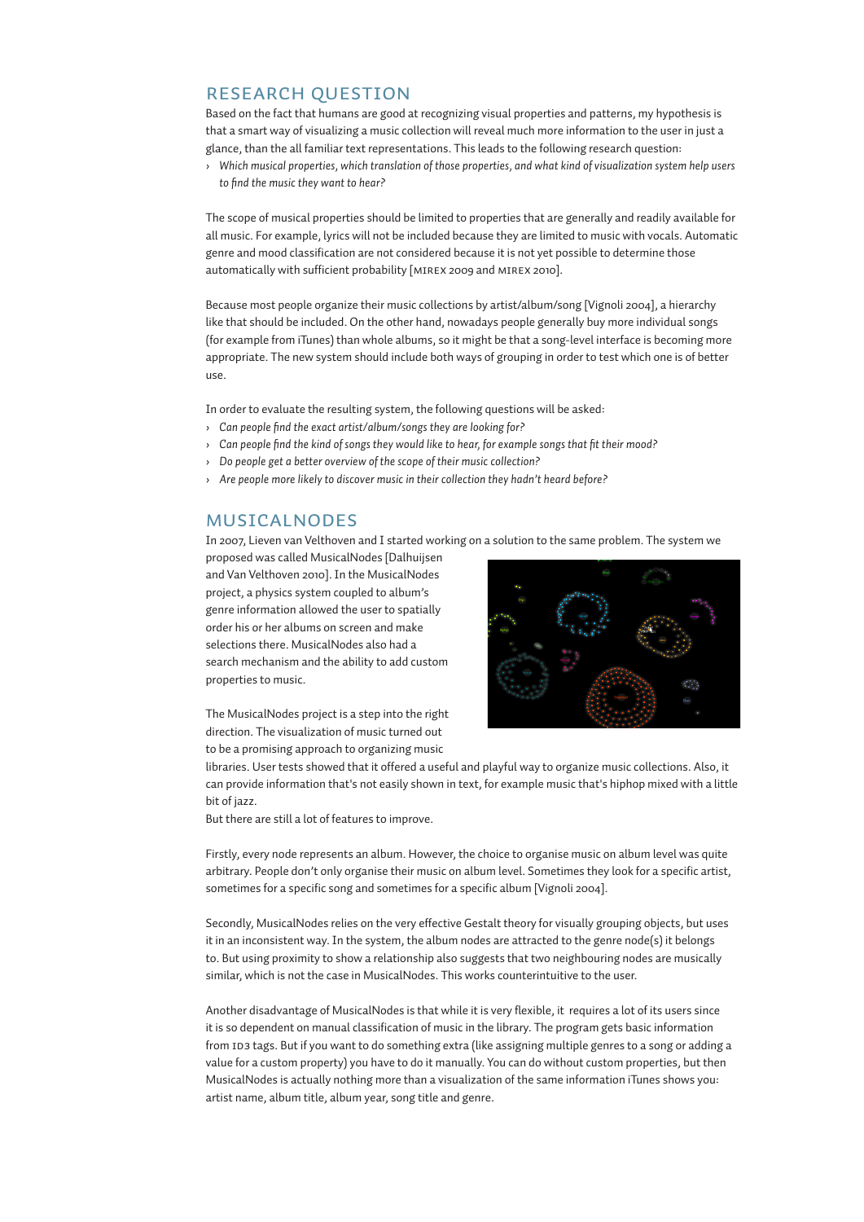## RESEARCH QUESTION

Based on the fact that humans are good at recognizing visual properties and patterns, my hypothesis is that a smart way of visualizing a music collection will reveal much more information to the user in just a glance, than the all familiar text representations. This leads to the following research question:

- *Which musical properties, which translation of those properties, and what kind of visualization system help users to find the music they want to hear?*

The scope of musical properties should be limited to properties that are generally and readily available for all music. For example, lyrics will not be included because they are limited to music with vocals. Automatic genre and mood classification are not considered because it is not yet possible to determine those automatically with sufficient probability [MIREX 2009 and MIREX 2010].

Because most people organize their music collections by artist/album/song [Vignoli 2004], a hierarchy like that should be included. On the other hand, nowadays people generally buy more individual songs (for example from iTunes) than whole albums, so it might be that a song-level interface is becoming more appropriate. The new system should include both ways of grouping in order to test which one is of better use.

In order to evaluate the resulting system, the following questions will be asked:

- *Can people find the exact artist/album/songs they are looking for?*
- *Can people find the kind of songs they would like to hear, for example songs that fit their mood?*
- *Do people get a better overview of the scope of their music collection?*
- *Are people more likely to discover music in their collection they hadn't heard before?*

## MUSICALNODES

In 2007, Lieven van Velthoven and I started working on a solution to the same problem. The system we proposed was called MusicalNodes [Dalhuijsen and Van Velthoven 2010]. In the MusicalNodes project, a physics system coupled to album's genre information allowed the user to spatially order his or her albums on screen and make selections there. MusicalNodes also had a search mechanism and the ability to add custom properties to music.

The MusicalNodes project is a step into the right direction. The visualization of music turned out to be a promising approach to organizing music libraries. User tests showed that it offered a useful and playful way to organize music collections. Also, it can provide information that's not easily shown in text, for example music that's hiphop mixed with a little bit of jazz.
But there are still a lot of features to improve.

Firstly, every node represents an album. However, the choice to organise music on album level was quite arbitrary. People don't only organise their music on album level. Sometimes they look for a specific artist, sometimes for a specific song and sometimes for a specific album [Vignoli 2004].

Secondly, MusicalNodes relies on the very effective Gestalt theory for visually grouping objects, but uses it in an inconsistent way. In the system, the album nodes are attracted to the genre node(s) it belongs to. But using proximity to show a relationship also suggests that two neighbouring nodes are musically similar, which is not the case in MusicalNodes. This works counterintuitive to the user.

Another disadvantage of MusicalNodes is that while it is very flexible, it requires a lot of its users since it is so dependent on manual classification of music in the library. The program gets basic information from ID3 tags. But if you want to do something extra (like assigning multiple genres to a song or adding a value for a custom property) you have to do it manually. You can do without custom properties, but then MusicalNodes is actually nothing more than a visualization of the same information iTunes shows you: artist name, album title, album year, song title and genre.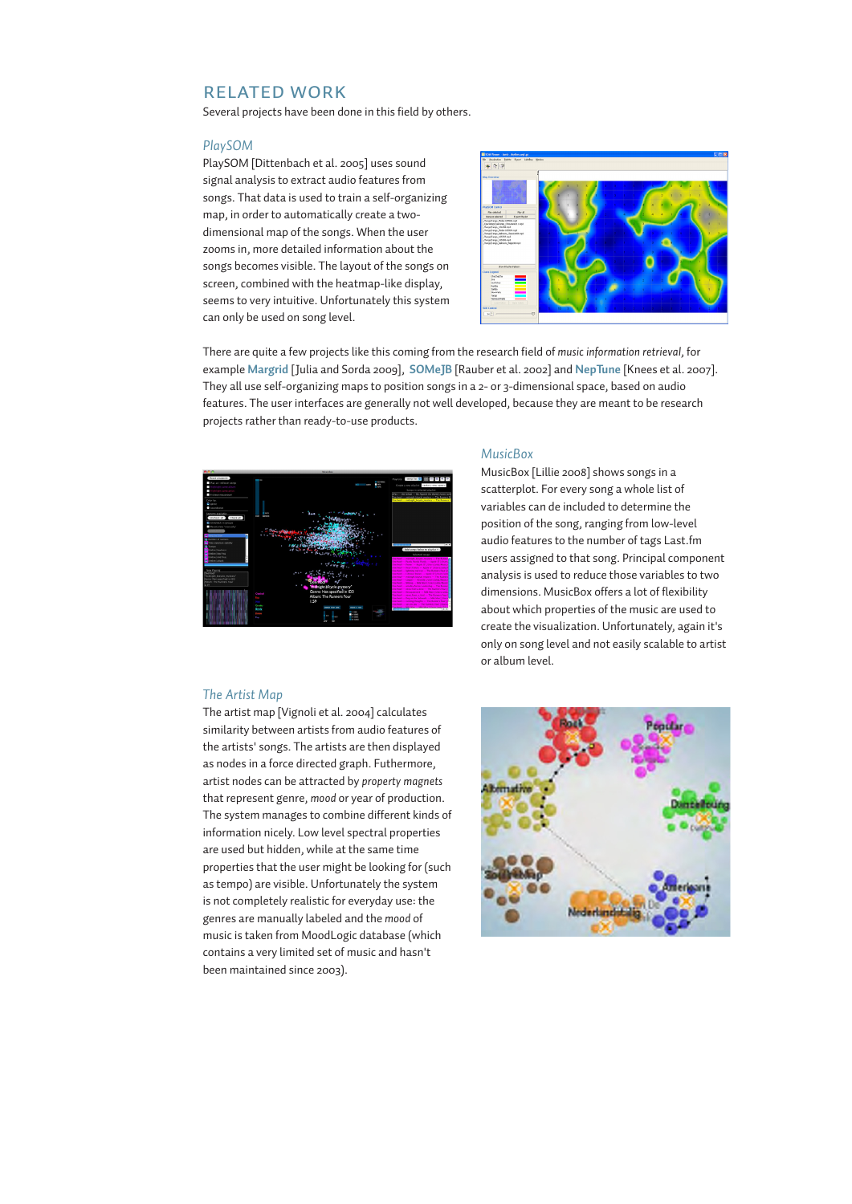## RELATED WORK

Several projects have been done in this field by others.

### *PlaySOM*

PlaySOM [Dittenbach et al. 2005] uses sound signal analysis to extract audio features from songs. That data is used to train a self-organizing map, in order to automatically create a two-dimensional map of the songs. When the user zooms in, more detailed information about the songs becomes visible. The layout of the songs on screen, combined with the heatmap-like display, seems to very intuitive. Unfortunately this system can only be used on song level.

There are quite a few projects like this coming from the research field of *music information retrieval*, for example **Margrid** [Julia and Sorda 2009], **SOMeJB** [Rauber et al. 2002] and **NepTune** [Knees et al. 2007]. They all use self-organizing maps to position songs in a 2- or 3-dimensional space, based on audio features. The user interfaces are generally not well developed, because they are meant to be research projects rather than ready-to-use products.

### *MusicBox*

MusicBox [Lillie 2008] shows songs in a scatterplot. For every song a whole list of variables can de included to determine the position of the song, ranging from low-level audio features to the number of tags Last.fm users assigned to that song. Principal component analysis is used to reduce those variables to two dimensions. MusicBox offers a lot of flexibility about which properties of the music are used to create the visualization. Unfortunately, again it's only on song level and not easily scalable to artist or album level.

### *The Artist Map*

The artist map [Vignoli et al. 2004] calculates similarity between artists from audio features of the artists' songs. The artists are then displayed as nodes in a force directed graph. Futhermore, artist nodes can be attracted by *property magnets* that represent genre, *mood* or year of production. The system manages to combine different kinds of information nicely. Low level spectral properties are used but hidden, while at the same time properties that the user might be looking for (such as tempo) are visible. Unfortunately the system is not completely realistic for everyday use: the genres are manually labeled and the *mood* of music is taken from MoodLogic database (which contains a very limited set of music and hasn't been maintained since 2003).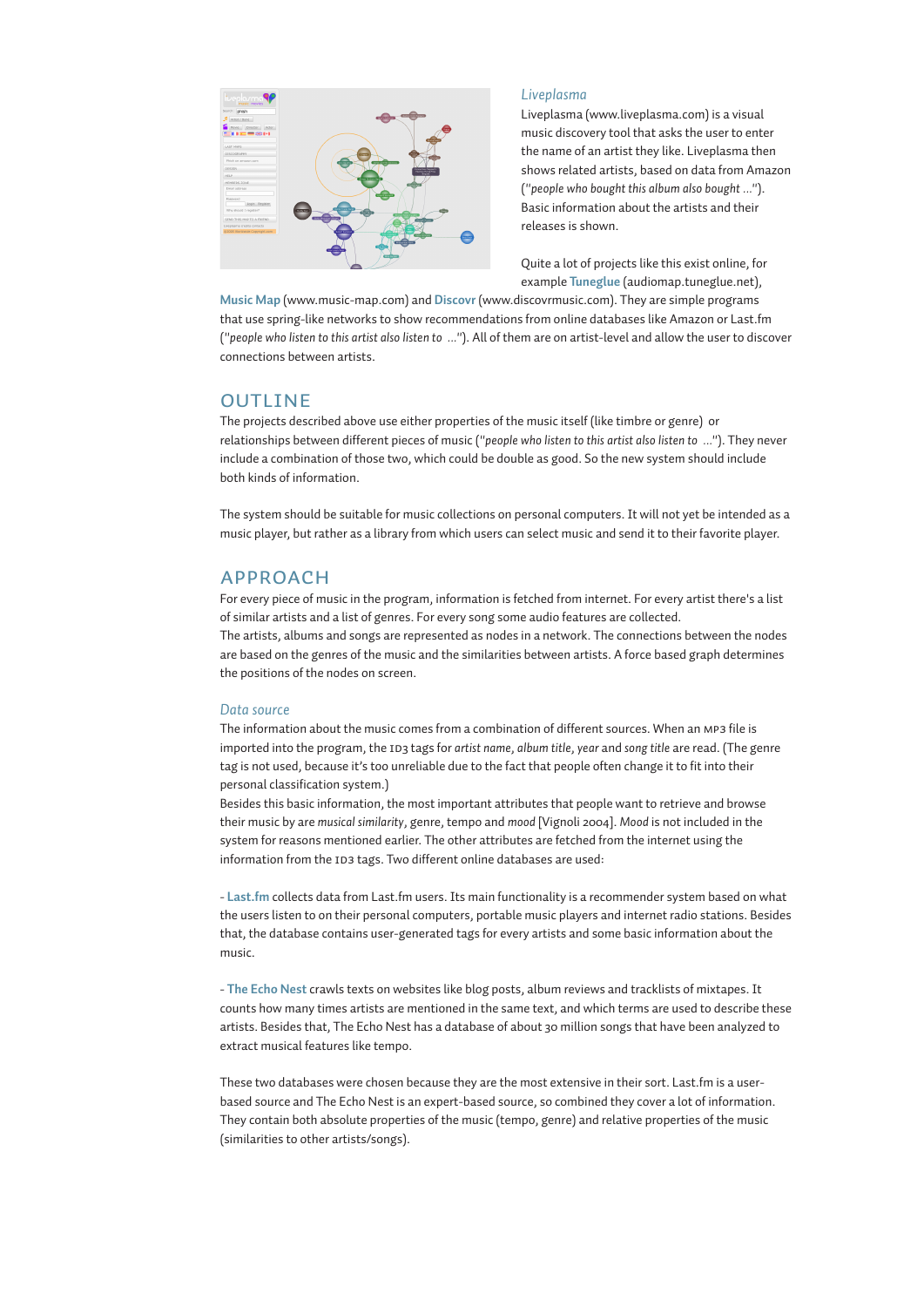### *Liveplasma*

Liveplasma (www.liveplasma.com) is a visual music discovery tool that asks the user to enter the name of an artist they like. Liveplasma then shows related artists, based on data from Amazon (*"people who bought this album also bought ..."*). Basic information about the artists and their releases is shown.

Quite a lot of projects like this exist online, for example **Tuneglue** (audiomap.tuneglue.net), **Music Map** (www.music-map.com) and **Discovr** (www.discovrmusic.com). They are simple programs that use spring-like networks to show recommendations from online databases like Amazon or Last.fm (*"people who listen to this artist also listen to ..."*). All of them are on artist-level and allow the user to discover connections between artists.

## OUTLINE

The projects described above use either properties of the music itself (like timbre or genre) or relationships between different pieces of music (*"people who listen to this artist also listen to ..."*). They never include a combination of those two, which could be double as good. So the new system should include both kinds of information.

The system should be suitable for music collections on personal computers. It will not yet be intended as a music player, but rather as a library from which users can select music and send it to their favorite player.

## APPROACH

For every piece of music in the program, information is fetched from internet. For every artist there's a list of similar artists and a list of genres. For every song some audio features are collected.
The artists, albums and songs are represented as nodes in a network. The connections between the nodes are based on the genres of the music and the similarities between artists. A force based graph determines the positions of the nodes on screen.

### *Data source*

The information about the music comes from a combination of different sources. When an MP3 file is imported into the program, the ID3 tags for *artist name*, *album title*, *year* and *song title* are read. (The genre tag is not used, because it's too unreliable due to the fact that people often change it to fit into their personal classification system.)
Besides this basic information, the most important attributes that people want to retrieve and browse their music by are *musical similarity*, genre, tempo and *mood* [Vignoli 2004]. *Mood* is not included in the system for reasons mentioned earlier. The other attributes are fetched from the internet using the information from the ID3 tags. Two different online databases are used:

- **Last.fm** collects data from Last.fm users. Its main functionality is a recommender system based on what the users listen to on their personal computers, portable music players and internet radio stations. Besides that, the database contains user-generated tags for every artists and some basic information about the music.

- **The Echo Nest** crawls texts on websites like blog posts, album reviews and tracklists of mixtapes. It counts how many times artists are mentioned in the same text, and which terms are used to describe these artists. Besides that, The Echo Nest has a database of about 30 million songs that have been analyzed to extract musical features like tempo.

These two databases were chosen because they are the most extensive in their sort. Last.fm is a user-based source and The Echo Nest is an expert-based source, so combined they cover a lot of information. They contain both absolute properties of the music (tempo, genre) and relative properties of the music (similarities to other artists/songs).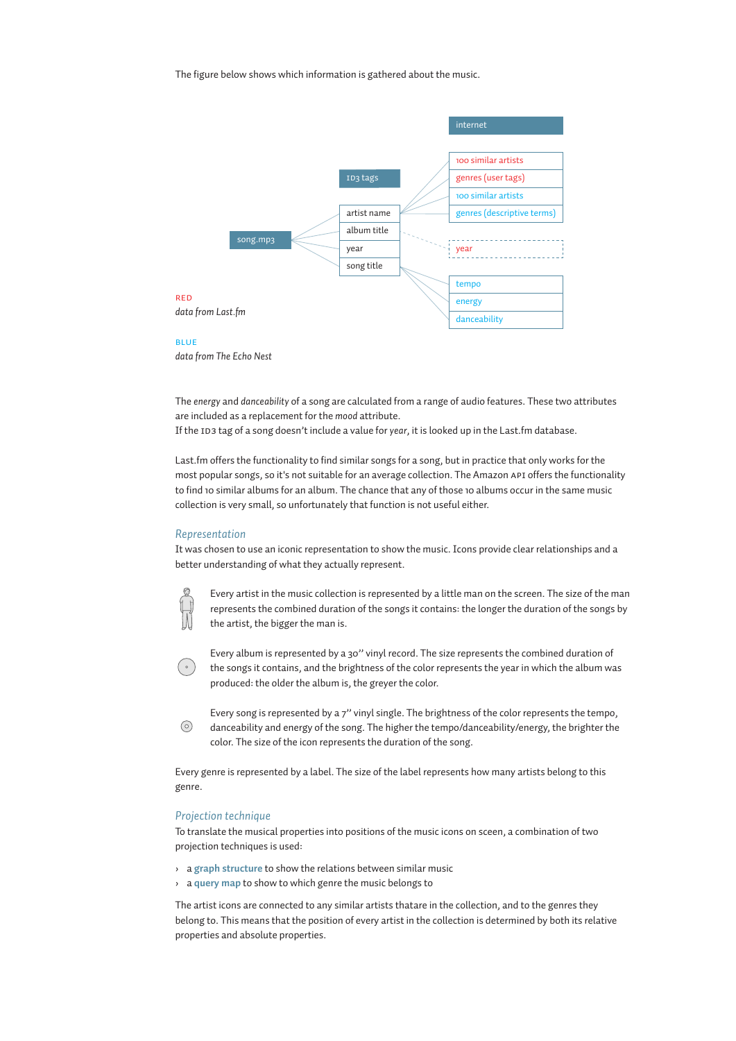The figure below shows which information is gathered about the music.

internet

ID3 tags

song.mp3

artist name

album title

year

song title

100 similar artists

genres (user tags)

100 similar artists

genres (descriptive terms)

year

tempo

energy

danceability

RED
*data from Last.fm*

BLUE
*data from The Echo Nest*

The *energy* and *danceability* of a song are calculated from a range of audio features. These two attributes are included as a replacement for the *mood* attribute.
If the ID3 tag of a song doesn't include a value for *year*, it is looked up in the Last.fm database.

Last.fm offers the functionality to find similar songs for a song, but in practice that only works for the most popular songs, so it's not suitable for an average collection. The Amazon API offers the functionality to find 10 similar albums for an album. The chance that any of those 10 albums occur in the same music collection is very small, so unfortunately that function is not useful either.

### *Representation*

It was chosen to use an iconic representation to show the music. Icons provide clear relationships and a better understanding of what they actually represent.

Every artist in the music collection is represented by a little man on the screen. The size of the man represents the combined duration of the songs it contains: the longer the duration of the songs by the artist, the bigger the man is.

Every album is represented by a 30" vinyl record. The size represents the combined duration of the songs it contains, and the brightness of the color represents the year in which the album was produced: the older the album is, the greyer the color.

Every song is represented by a 7" vinyl single. The brightness of the color represents the tempo, danceability and energy of the song. The higher the tempo/danceability/energy, the brighter the color. The size of the icon represents the duration of the song.

Every genre is represented by a label. The size of the label represents how many artists belong to this genre.

### *Projection technique*

To translate the musical properties into positions of the music icons on sceen, a combination of two projection techniques is used:

- a **graph structure** to show the relations between similar music
- a **query map** to show to which genre the music belongs to

The artist icons are connected to any similar artists thatare in the collection, and to the genres they belong to. This means that the position of every artist in the collection is determined by both its relative properties and absolute properties.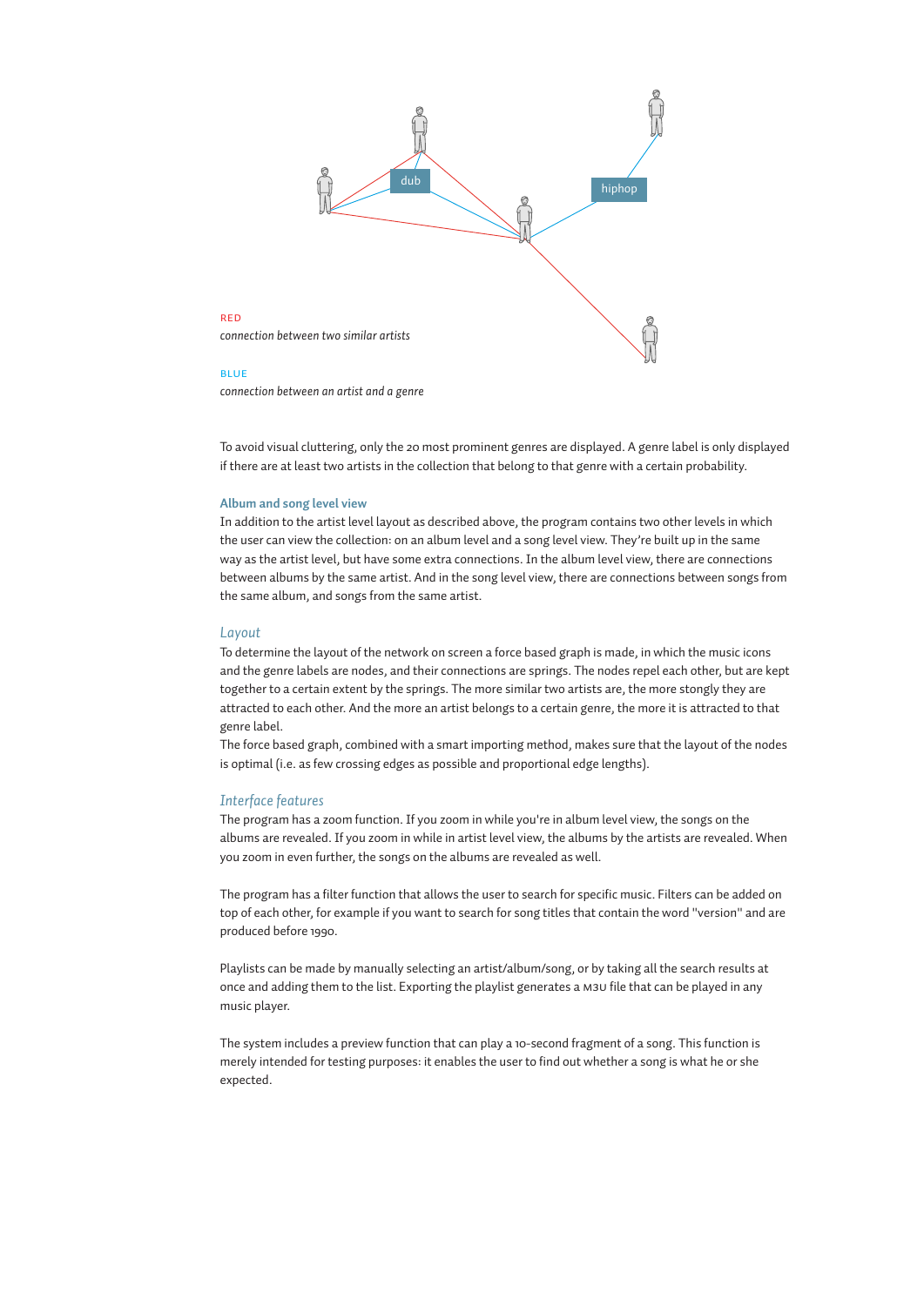dub

hiphop

RED
*connection between two similar artists*

BLUE
*connection between an artist and a genre*

To avoid visual cluttering, only the 20 most prominent genres are displayed. A genre label is only displayed if there are at least two artists in the collection that belong to that genre with a certain probability.

### Album and song level view

In addition to the artist level layout as described above, the program contains two other levels in which the user can view the collection: on an album level and a song level view. They're built up in the same way as the artist level, but have some extra connections. In the album level view, there are connections between albums by the same artist. And in the song level view, there are connections between songs from the same album, and songs from the same artist.

### *Layout*

To determine the layout of the network on screen a force based graph is made, in which the music icons and the genre labels are nodes, and their connections are springs. The nodes repel each other, but are kept together to a certain extent by the springs. The more similar two artists are, the more stongly they are attracted to each other. And the more an artist belongs to a certain genre, the more it is attracted to that genre label.
The force based graph, combined with a smart importing method, makes sure that the layout of the nodes is optimal (i.e. as few crossing edges as possible and proportional edge lengths).

### *Interface features*

The program has a zoom function. If you zoom in while you're in album level view, the songs on the albums are revealed. If you zoom in while in artist level view, the albums by the artists are revealed. When you zoom in even further, the songs on the albums are revealed as well.

The program has a filter function that allows the user to search for specific music. Filters can be added on top of each other, for example if you want to search for song titles that contain the word "version" and are produced before 1990.

Playlists can be made by manually selecting an artist/album/song, or by taking all the search results at once and adding them to the list. Exporting the playlist generates a M3U file that can be played in any music player.

The system includes a preview function that can play a 10-second fragment of a song. This function is merely intended for testing purposes: it enables the user to find out whether a song is what he or she expected.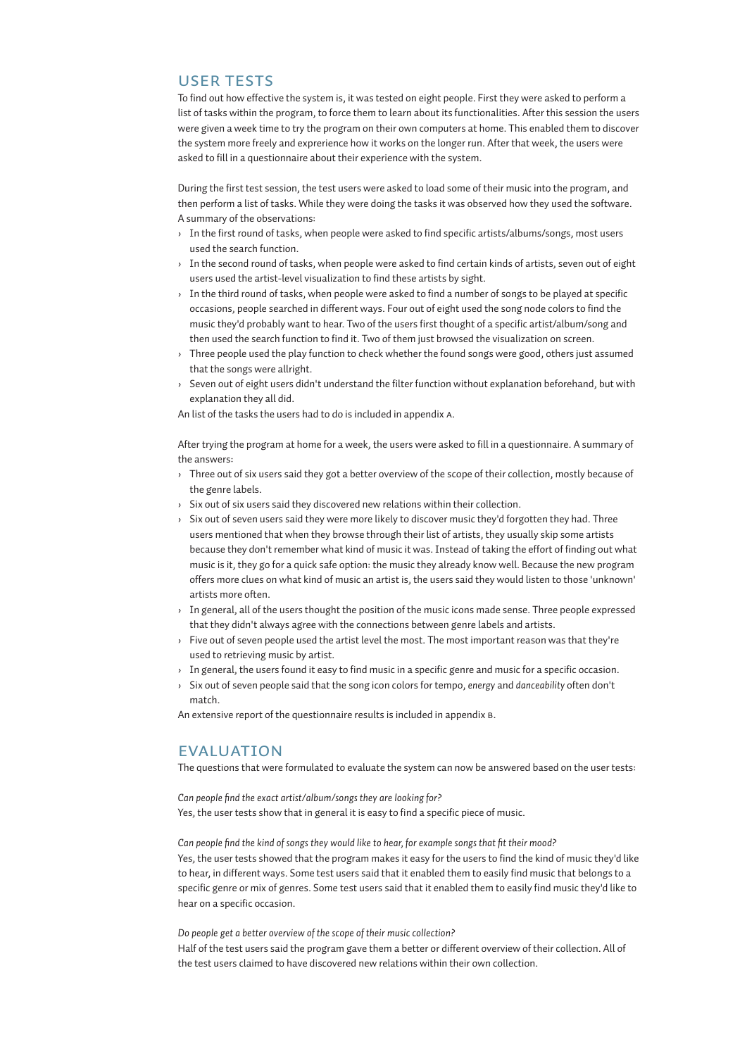## USER TESTS

To find out how effective the system is, it was tested on eight people. First they were asked to perform a list of tasks within the program, to force them to learn about its functionalities. After this session the users were given a week time to try the program on their own computers at home. This enabled them to discover the system more freely and exprerience how it works on the longer run. After that week, the users were asked to fill in a questionnaire about their experience with the system.

During the first test session, the test users were asked to load some of their music into the program, and then perform a list of tasks. While they were doing the tasks it was observed how they used the software. A summary of the observations:

- In the first round of tasks, when people were asked to find specific artists/albums/songs, most users used the search function.
- In the second round of tasks, when people were asked to find certain kinds of artists, seven out of eight users used the artist-level visualization to find these artists by sight.
- In the third round of tasks, when people were asked to find a number of songs to be played at specific occasions, people searched in different ways. Four out of eight used the song node colors to find the music they'd probably want to hear. Two of the users first thought of a specific artist/album/song and then used the search function to find it. Two of them just browsed the visualization on screen.
- Three people used the play function to check whether the found songs were good, others just assumed that the songs were allright.
- Seven out of eight users didn't understand the filter function without explanation beforehand, but with explanation they all did.

An list of the tasks the users had to do is included in appendix A.

After trying the program at home for a week, the users were asked to fill in a questionnaire. A summary of the answers:

- Three out of six users said they got a better overview of the scope of their collection, mostly because of the genre labels.
- Six out of six users said they discovered new relations within their collection.
- Six out of seven users said they were more likely to discover music they'd forgotten they had. Three users mentioned that when they browse through their list of artists, they usually skip some artists because they don't remember what kind of music it was. Instead of taking the effort of finding out what music is it, they go for a quick safe option: the music they already know well. Because the new program offers more clues on what kind of music an artist is, the users said they would listen to those 'unknown' artists more often.
- In general, all of the users thought the position of the music icons made sense. Three people expressed that they didn't always agree with the connections between genre labels and artists.
- Five out of seven people used the artist level the most. The most important reason was that they're used to retrieving music by artist.
- In general, the users found it easy to find music in a specific genre and music for a specific occasion.
- Six out of seven people said that the song icon colors for tempo, *energy* and *danceability* often don't match.

An extensive report of the questionnaire results is included in appendix B.

## EVALUATION

The questions that were formulated to evaluate the system can now be answered based on the user tests:

*Can people find the exact artist/album/songs they are looking for?*
Yes, the user tests show that in general it is easy to find a specific piece of music.

*Can people find the kind of songs they would like to hear, for example songs that fit their mood?*
Yes, the user tests showed that the program makes it easy for the users to find the kind of music they'd like to hear, in different ways. Some test users said that it enabled them to easily find music that belongs to a specific genre or mix of genres. Some test users said that it enabled them to easily find music they'd like to hear on a specific occasion.

*Do people get a better overview of the scope of their music collection?*
Half of the test users said the program gave them a better or different overview of their collection. All of the test users claimed to have discovered new relations within their own collection.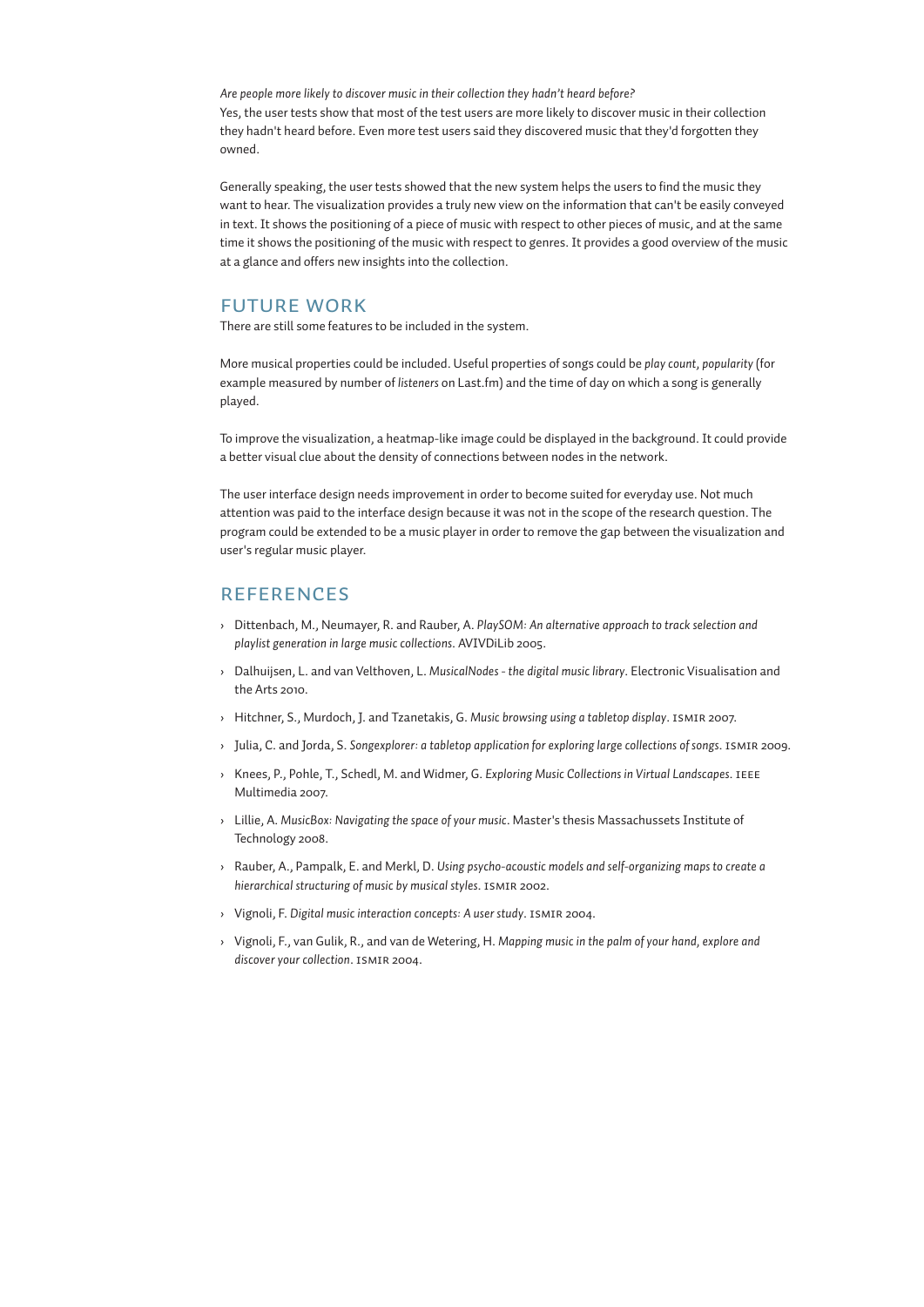*Are people more likely to discover music in their collection they hadn't heard before?*
Yes, the user tests show that most of the test users are more likely to discover music in their collection they hadn't heard before. Even more test users said they discovered music that they'd forgotten they owned.

Generally speaking, the user tests showed that the new system helps the users to find the music they want to hear. The visualization provides a truly new view on the information that can't be easily conveyed in text. It shows the positioning of a piece of music with respect to other pieces of music, and at the same time it shows the positioning of the music with respect to genres. It provides a good overview of the music at a glance and offers new insights into the collection.

## FUTURE WORK

There are still some features to be included in the system.

More musical properties could be included. Useful properties of songs could be *play count*, *popularity* (for example measured by number of *listeners* on Last.fm) and the time of day on which a song is generally played.

To improve the visualization, a heatmap-like image could be displayed in the background. It could provide a better visual clue about the density of connections between nodes in the network.

The user interface design needs improvement in order to become suited for everyday use. Not much attention was paid to the interface design because it was not in the scope of the research question. The program could be extended to be a music player in order to remove the gap between the visualization and user's regular music player.

## REFERENCES

- Dittenbach, M., Neumayer, R. and Rauber, A. *PlaySOM: An alternative approach to track selection and playlist generation in large music collections*. AVIVDiLib 2005.
- Dalhuijsen, L. and van Velthoven, L. *MusicalNodes - the digital music library*. Electronic Visualisation and the Arts 2010.
- Hitchner, S., Murdoch, J. and Tzanetakis, G. *Music browsing using a tabletop display*. ISMIR 2007.
- Julia, C. and Jorda, S. *Songexplorer: a tabletop application for exploring large collections of songs*. ISMIR 2009.
- Knees, P., Pohle, T., Schedl, M. and Widmer, G. *Exploring Music Collections in Virtual Landscapes*. IEEE Multimedia 2007.
- Lillie, A. *MusicBox: Navigating the space of your music*. Master's thesis Massachussets Institute of Technology 2008.
- Rauber, A., Pampalk, E. and Merkl, D. *Using psycho-acoustic models and self-organizing maps to create a hierarchical structuring of music by musical styles*. ISMIR 2002.
- Vignoli, F. *Digital music interaction concepts: A user study*. ISMIR 2004.
- Vignoli, F., van Gulik, R., and van de Wetering, H. *Mapping music in the palm of your hand, explore and discover your collection*. ISMIR 2004.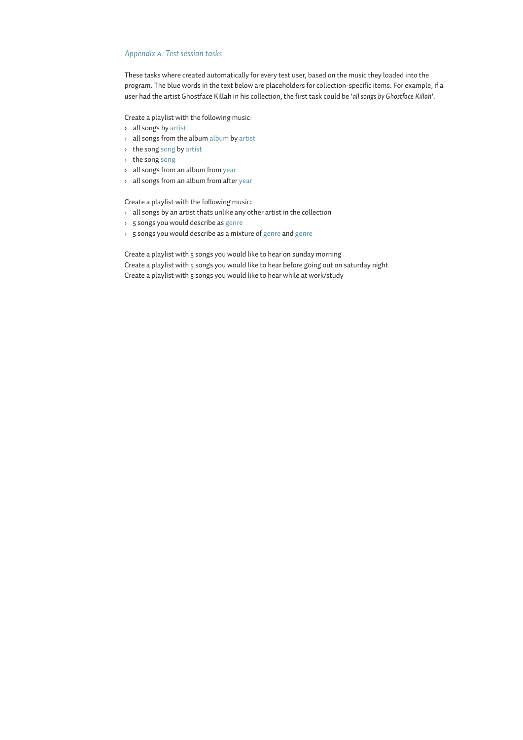## *Appendix A: Test session tasks*

These tasks where created automatically for every test user, based on the music they loaded into the program. The blue words in the text below are placeholders for collection-specific items. For example, if a user had the artist Ghostface Killah in his collection, the first task could be *'all songs by Ghostface Killah'*.

Create a playlist with the following music:

- all songs by artist
- all songs from the album album by artist
- the song song by artist
- the song song
- all songs from an album from year
- all songs from an album from after year

Create a playlist with the following music:

- all songs by an artist thats unlike any other artist in the collection
- 5 songs you would describe as genre
- 5 songs you would describe as a mixture of genre and genre

Create a playlist with 5 songs you would like to hear on sunday morning
Create a playlist with 5 songs you would like to hear before going out on saturday night
Create a playlist with 5 songs you would like to hear while at work/study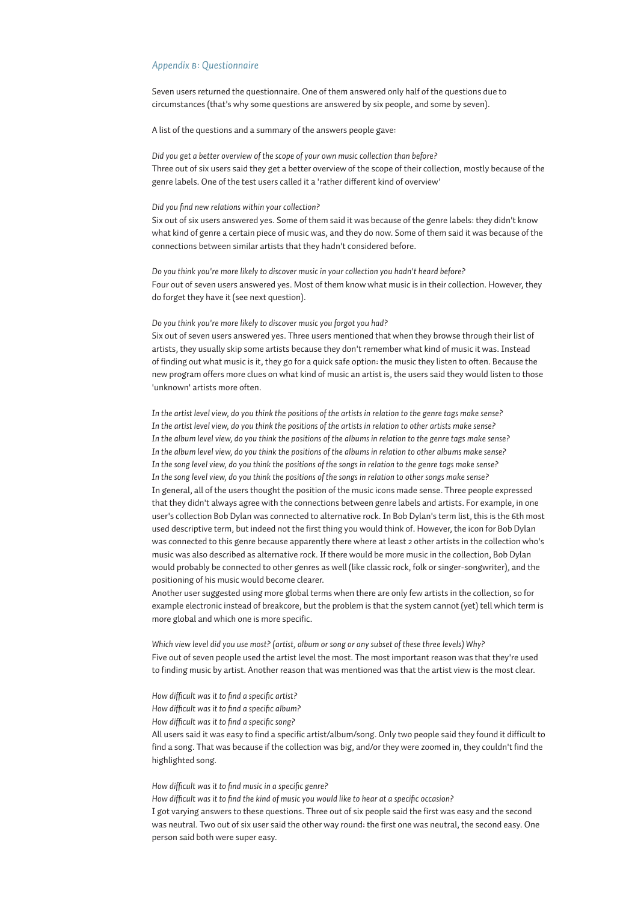## *Appendix B: Questionnaire*

Seven users returned the questionnaire. One of them answered only half of the questions due to circumstances (that's why some questions are answered by six people, and some by seven).

A list of the questions and a summary of the answers people gave:

*Did you get a better overview of the scope of your own music collection than before?*
Three out of six users said they get a better overview of the scope of their collection, mostly because of the genre labels. One of the test users called it a 'rather different kind of overview'

*Did you find new relations within your collection?*
Six out of six users answered yes. Some of them said it was because of the genre labels: they didn't know what kind of genre a certain piece of music was, and they do now. Some of them said it was because of the connections between similar artists that they hadn't considered before.

*Do you think you're more likely to discover music in your collection you hadn't heard before?*
Four out of seven users answered yes. Most of them know what music is in their collection. However, they do forget they have it (see next question).

*Do you think you're more likely to discover music you forgot you had?*
Six out of seven users answered yes. Three users mentioned that when they browse through their list of artists, they usually skip some artists because they don't remember what kind of music it was. Instead of finding out what music is it, they go for a quick safe option: the music they listen to often. Because the new program offers more clues on what kind of music an artist is, the users said they would listen to those 'unknown' artists more often.

*In the artist level view, do you think the positions of the artists in relation to the genre tags make sense?*
*In the artist level view, do you think the positions of the artists in relation to other artists make sense?*
*In the album level view, do you think the positions of the albums in relation to the genre tags make sense?*
*In the album level view, do you think the positions of the albums in relation to other albums make sense?*
*In the song level view, do you think the positions of the songs in relation to the genre tags make sense?*
*In the song level view, do you think the positions of the songs in relation to other songs make sense?*
In general, all of the users thought the position of the music icons made sense. Three people expressed that they didn't always agree with the connections between genre labels and artists. For example, in one user's collection Bob Dylan was connected to alternative rock. In Bob Dylan's term list, this is the 6th most used descriptive term, but indeed not the first thing you would think of. However, the icon for Bob Dylan was connected to this genre because apparently there where at least 2 other artists in the collection who's music was also described as alternative rock. If there would be more music in the collection, Bob Dylan would probably be connected to other genres as well (like classic rock, folk or singer-songwriter), and the positioning of his music would become clearer.
Another user suggested using more global terms when there are only few artists in the collection, so for example electronic instead of breakcore, but the problem is that the system cannot (yet) tell which term is more global and which one is more specific.

*Which view level did you use most? (artist, album or song or any subset of these three levels) Why?*
Five out of seven people used the artist level the most. The most important reason was that they're used to finding music by artist. Another reason that was mentioned was that the artist view is the most clear.

*How difficult was it to find a specific artist?*
*How difficult was it to find a specific album?*
*How difficult was it to find a specific song?*
All users said it was easy to find a specific artist/album/song. Only two people said they found it difficult to find a song. That was because if the collection was big, and/or they were zoomed in, they couldn't find the highlighted song.

*How difficult was it to find music in a specific genre?*
*How difficult was it to find the kind of music you would like to hear at a specific occasion?*
I got varying answers to these questions. Three out of six people said the first was easy and the second was neutral. Two out of six user said the other way round: the first one was neutral, the second easy. One person said both were super easy.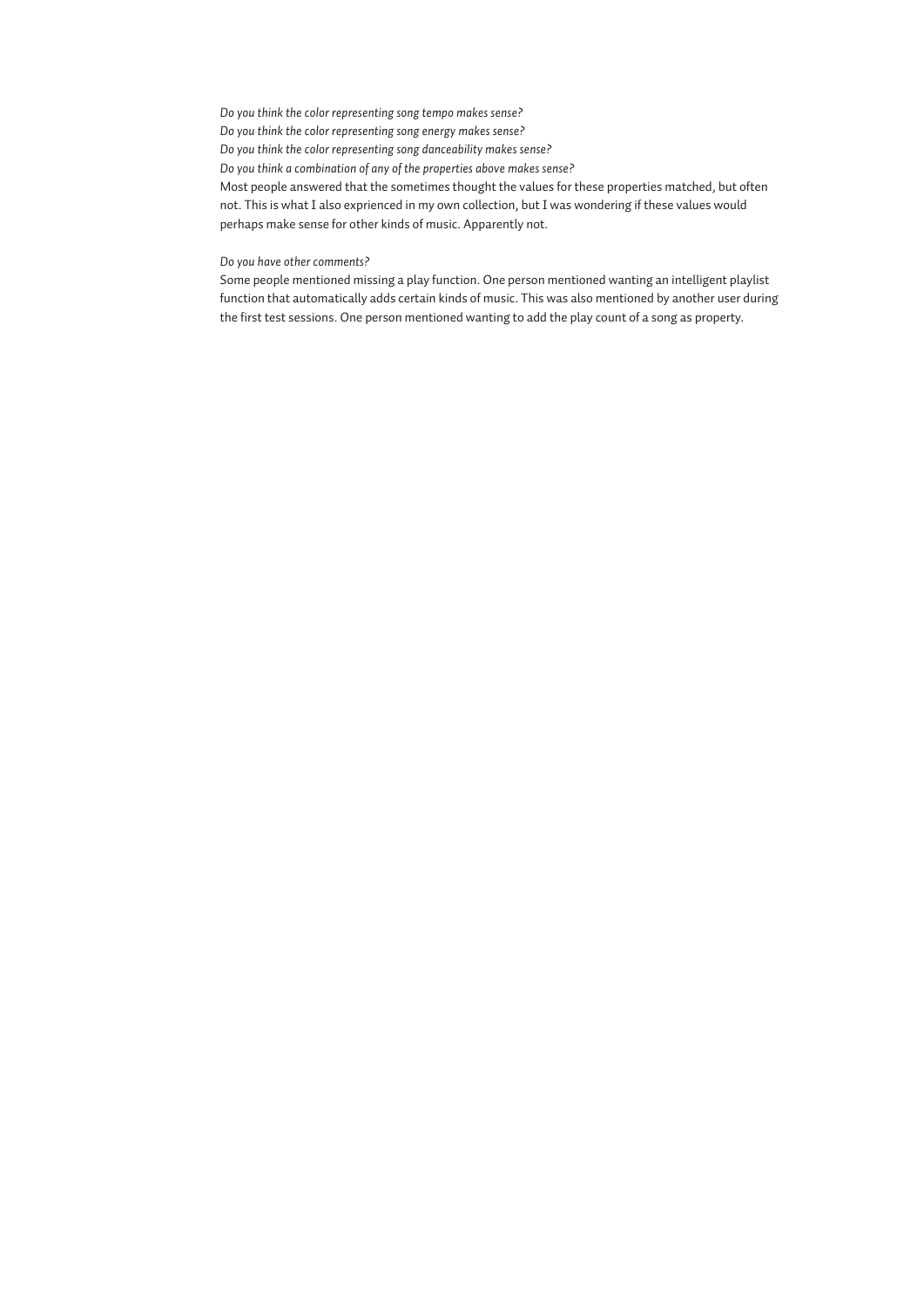*Do you think the color representing song tempo makes sense?*
*Do you think the color representing song energy makes sense?*
*Do you think the color representing song danceability makes sense?*
*Do you think a combination of any of the properties above makes sense?*
Most people answered that the sometimes thought the values for these properties matched, but often not. This is what I also exprienced in my own collection, but I was wondering if these values would perhaps make sense for other kinds of music. Apparently not.

*Do you have other comments?*
Some people mentioned missing a play function. One person mentioned wanting an intelligent playlist function that automatically adds certain kinds of music. This was also mentioned by another user during the first test sessions. One person mentioned wanting to add the play count of a song as property.